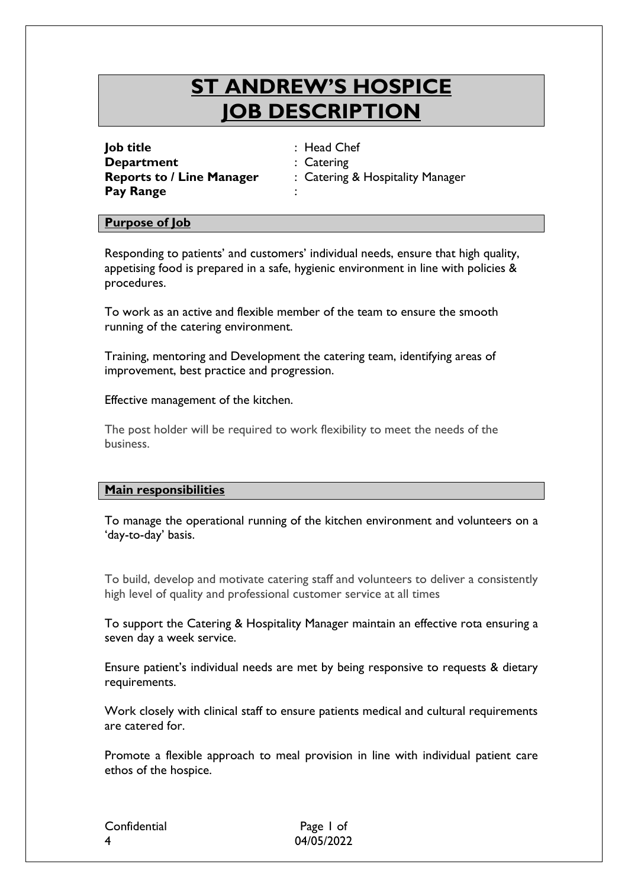# ST ANDREW'S HOSPICE
# JOB DESCRIPTION

**Job title** : Head Chef
**Department** : Catering
**Reports to / Line Manager** : Catering & Hospitality Manager
**Pay Range** :

## Purpose of Job

Responding to patients' and customers' individual needs, ensure that high quality, appetising food is prepared in a safe, hygienic environment in line with policies & procedures.

To work as an active and flexible member of the team to ensure the smooth running of the catering environment.

Training, mentoring and Development the catering team, identifying areas of improvement, best practice and progression.

Effective management of the kitchen.

The post holder will be required to work flexibility to meet the needs of the business.

## Main responsibilities

To manage the operational running of the kitchen environment and volunteers on a 'day-to-day' basis.

To build, develop and motivate catering staff and volunteers to deliver a consistently high level of quality and professional customer service at all times

To support the Catering & Hospitality Manager maintain an effective rota ensuring a seven day a week service.

Ensure patient's individual needs are met by being responsive to requests & dietary requirements.

Work closely with clinical staff to ensure patients medical and cultural requirements are catered for.

Promote a flexible approach to meal provision in line with individual patient care ethos of the hospice.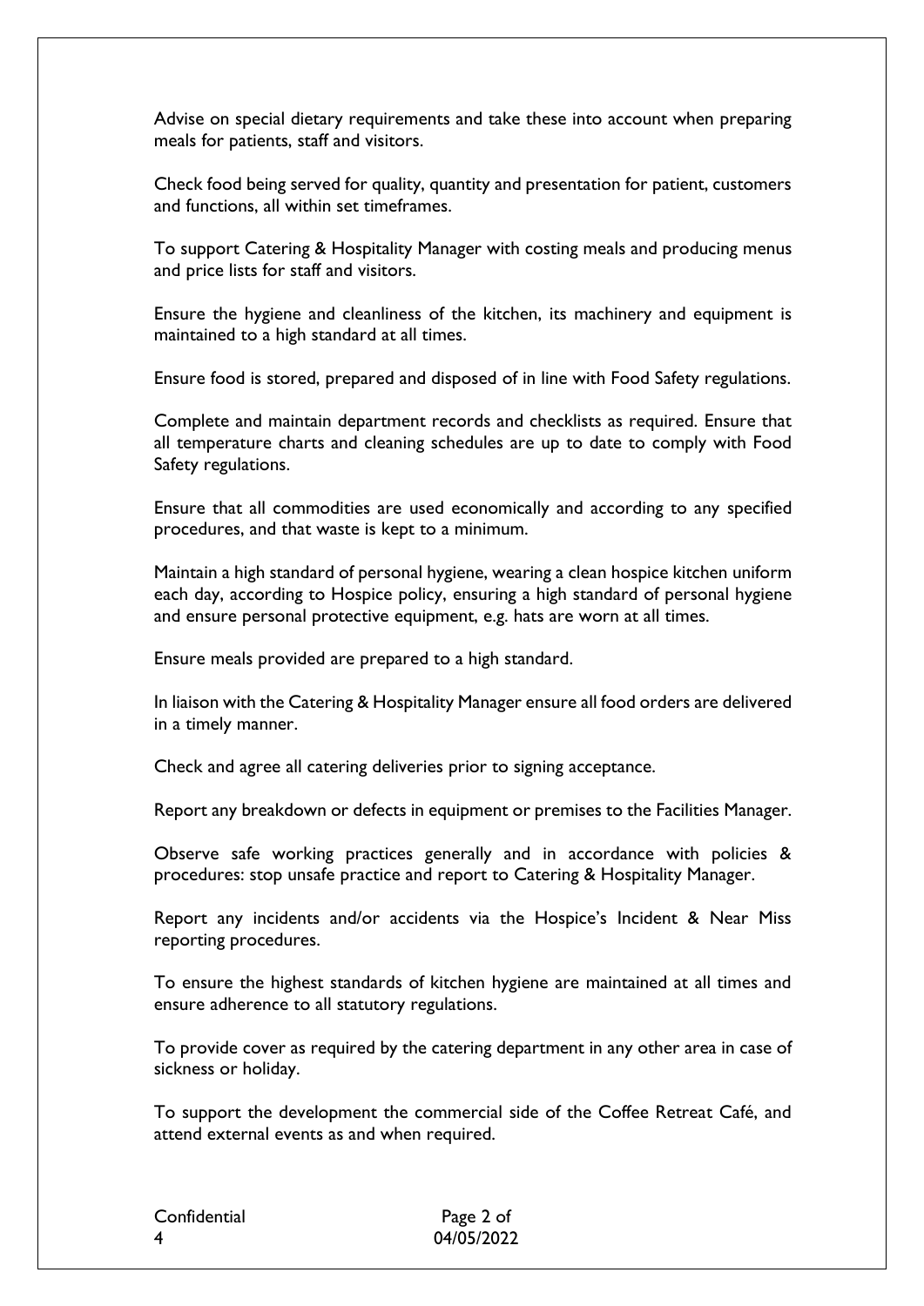Advise on special dietary requirements and take these into account when preparing meals for patients, staff and visitors.

Check food being served for quality, quantity and presentation for patient, customers and functions, all within set timeframes.

To support Catering & Hospitality Manager with costing meals and producing menus and price lists for staff and visitors.

Ensure the hygiene and cleanliness of the kitchen, its machinery and equipment is maintained to a high standard at all times.

Ensure food is stored, prepared and disposed of in line with Food Safety regulations.

Complete and maintain department records and checklists as required. Ensure that all temperature charts and cleaning schedules are up to date to comply with Food Safety regulations.

Ensure that all commodities are used economically and according to any specified procedures, and that waste is kept to a minimum.

Maintain a high standard of personal hygiene, wearing a clean hospice kitchen uniform each day, according to Hospice policy, ensuring a high standard of personal hygiene and ensure personal protective equipment, e.g. hats are worn at all times.

Ensure meals provided are prepared to a high standard.

In liaison with the Catering & Hospitality Manager ensure all food orders are delivered in a timely manner.

Check and agree all catering deliveries prior to signing acceptance.

Report any breakdown or defects in equipment or premises to the Facilities Manager.

Observe safe working practices generally and in accordance with policies & procedures: stop unsafe practice and report to Catering & Hospitality Manager.

Report any incidents and/or accidents via the Hospice's Incident & Near Miss reporting procedures.

To ensure the highest standards of kitchen hygiene are maintained at all times and ensure adherence to all statutory regulations.

To provide cover as required by the catering department in any other area in case of sickness or holiday.

To support the development the commercial side of the Coffee Retreat Café, and attend external events as and when required.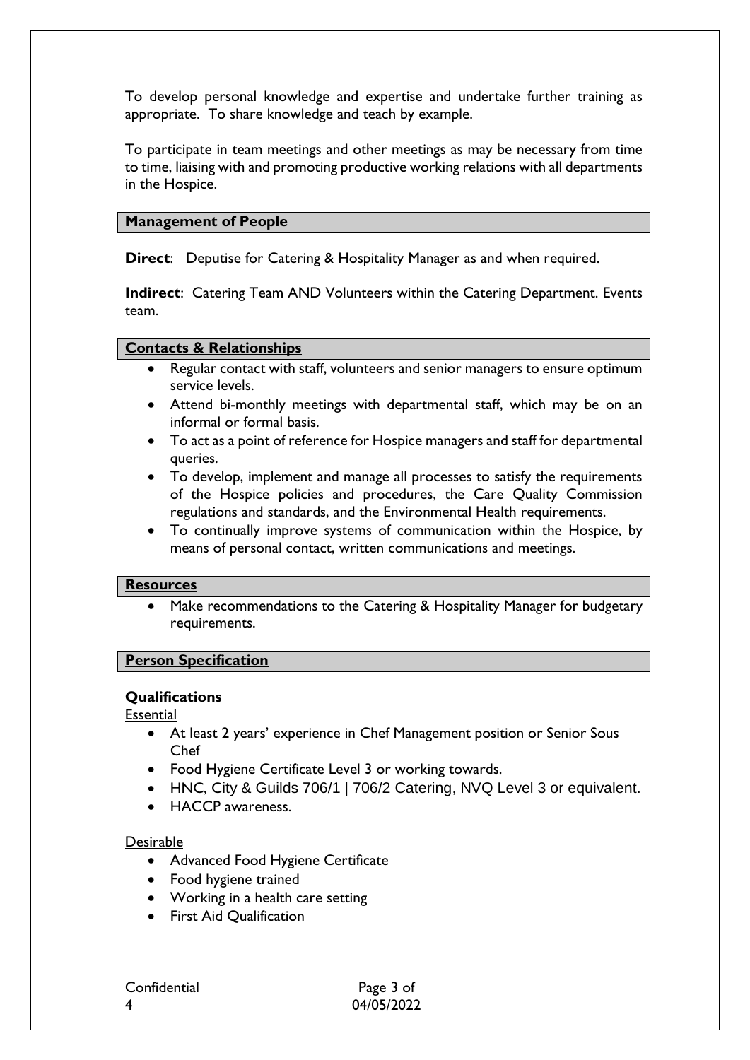To develop personal knowledge and expertise and undertake further training as appropriate. To share knowledge and teach by example.

To participate in team meetings and other meetings as may be necessary from time to time, liaising with and promoting productive working relations with all departments in the Hospice.

## Management of People

**Direct**: Deputise for Catering & Hospitality Manager as and when required.

**Indirect**: Catering Team AND Volunteers within the Catering Department. Events team.

## Contacts & Relationships

- Regular contact with staff, volunteers and senior managers to ensure optimum service levels.
- Attend bi-monthly meetings with departmental staff, which may be on an informal or formal basis.
- To act as a point of reference for Hospice managers and staff for departmental queries.
- To develop, implement and manage all processes to satisfy the requirements of the Hospice policies and procedures, the Care Quality Commission regulations and standards, and the Environmental Health requirements.
- To continually improve systems of communication within the Hospice, by means of personal contact, written communications and meetings.

## Resources

- Make recommendations to the Catering & Hospitality Manager for budgetary requirements.

## Person Specification

### Qualifications

Essential

- At least 2 years' experience in Chef Management position or Senior Sous Chef
- Food Hygiene Certificate Level 3 or working towards.
- HNC, City & Guilds 706/1 | 706/2 Catering, NVQ Level 3 or equivalent.
- HACCP awareness.

Desirable

- Advanced Food Hygiene Certificate
- Food hygiene trained
- Working in a health care setting
- First Aid Qualification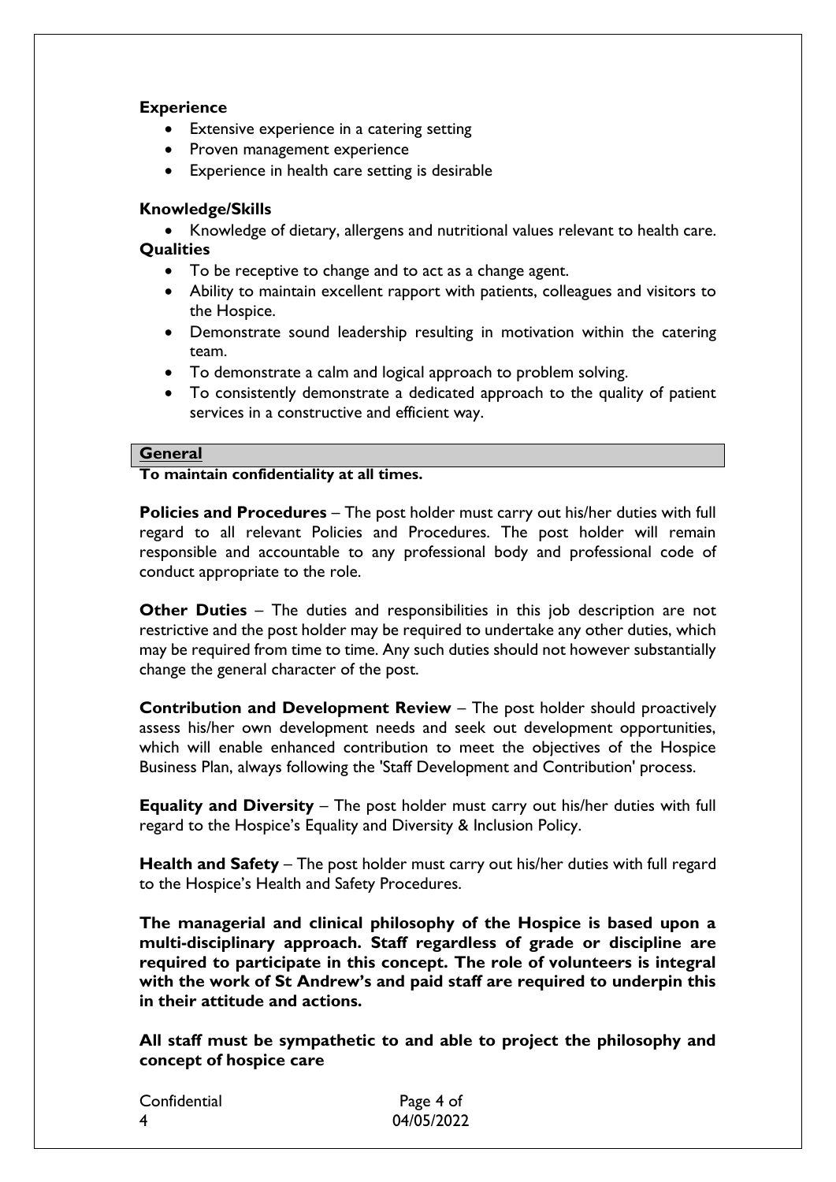**Experience**

- Extensive experience in a catering setting
- Proven management experience
- Experience in health care setting is desirable

**Knowledge/Skills**

- Knowledge of dietary, allergens and nutritional values relevant to health care.

**Qualities**

- To be receptive to change and to act as a change agent.
- Ability to maintain excellent rapport with patients, colleagues and visitors to the Hospice.
- Demonstrate sound leadership resulting in motivation within the catering team.
- To demonstrate a calm and logical approach to problem solving.
- To consistently demonstrate a dedicated approach to the quality of patient services in a constructive and efficient way.

## General

**To maintain confidentiality at all times.**

**Policies and Procedures** – The post holder must carry out his/her duties with full regard to all relevant Policies and Procedures. The post holder will remain responsible and accountable to any professional body and professional code of conduct appropriate to the role.

**Other Duties** – The duties and responsibilities in this job description are not restrictive and the post holder may be required to undertake any other duties, which may be required from time to time. Any such duties should not however substantially change the general character of the post.

**Contribution and Development Review** – The post holder should proactively assess his/her own development needs and seek out development opportunities, which will enable enhanced contribution to meet the objectives of the Hospice Business Plan, always following the 'Staff Development and Contribution' process.

**Equality and Diversity** – The post holder must carry out his/her duties with full regard to the Hospice's Equality and Diversity & Inclusion Policy.

**Health and Safety** – The post holder must carry out his/her duties with full regard to the Hospice's Health and Safety Procedures.

**The managerial and clinical philosophy of the Hospice is based upon a multi-disciplinary approach. Staff regardless of grade or discipline are required to participate in this concept. The role of volunteers is integral with the work of St Andrew's and paid staff are required to underpin this in their attitude and actions.**

**All staff must be sympathetic to and able to project the philosophy and concept of hospice care**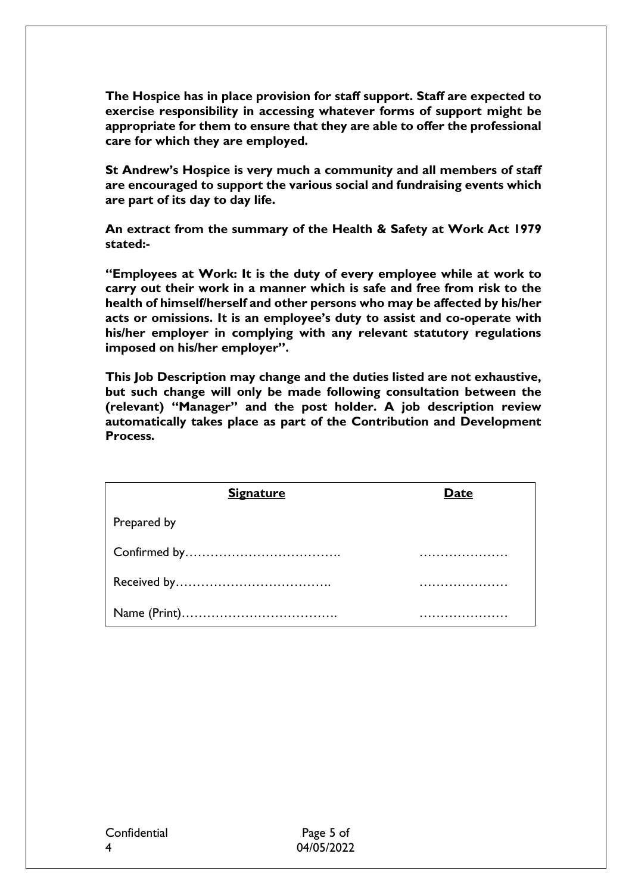**The Hospice has in place provision for staff support. Staff are expected to exercise responsibility in accessing whatever forms of support might be appropriate for them to ensure that they are able to offer the professional care for which they are employed.**

**St Andrew's Hospice is very much a community and all members of staff are encouraged to support the various social and fundraising events which are part of its day to day life.**

**An extract from the summary of the Health & Safety at Work Act 1979 stated:-**

**"Employees at Work: It is the duty of every employee while at work to carry out their work in a manner which is safe and free from risk to the health of himself/herself and other persons who may be affected by his/her acts or omissions. It is an employee's duty to assist and co-operate with his/her employer in complying with any relevant statutory regulations imposed on his/her employer".**

**This Job Description may change and the duties listed are not exhaustive, but such change will only be made following consultation between the (relevant) "Manager" and the post holder. A job description review automatically takes place as part of the Contribution and Development Process.**

| **Signature** | **Date** |
|---|---|
| Prepared by | |
| Confirmed by………………………………. | ………………… |
| Received by………………………………. | ………………… |
| Name (Print)………………………………. | ………………… |

Confidential

04/05/2022